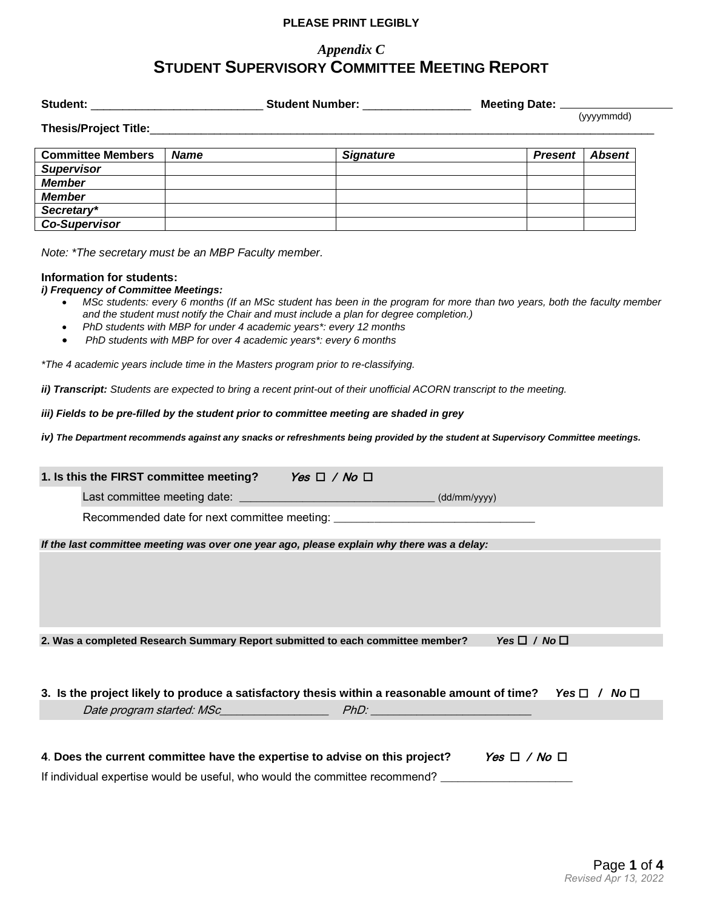**PLEASE PRINT LEGIBLY**

*Appendix C*

# STUDENT SUPERVISORY COMMITTEE MEETING REPORT

**Student:** ___________________________ **Student Number:** _________________ **Meeting Date:** __________________ (yyyymmdd)

**Thesis/Project Title:**_________________________________________________________________________________

| Committee Members | *Name* | *Signature* | *Present* | *Absent* |
|---|---|---|---|---|
| ***Supervisor*** | | | | |
| ***Member*** | | | | |
| ***Member*** | | | | |
| ***Secretary**** | | | | |
| ***Co-Supervisor*** | | | | |

*Note: *The secretary must be an MBP Faculty member.*

**Information for students:**

***i) Frequency of Committee Meetings:***

- *MSc students: every 6 months (If an MSc student has been in the program for more than two years, both the faculty member and the student must notify the Chair and must include a plan for degree completion.)*
- *PhD students with MBP for under 4 academic years*: every 12 months*
- *PhD students with MBP for over 4 academic years*: every 6 months*

**The 4 academic years include time in the Masters program prior to re-classifying.*

***ii) Transcript:*** *Students are expected to bring a recent print-out of their unofficial ACORN transcript to the meeting.*

***iii) Fields to be pre-filled by the student prior to committee meeting are shaded in grey***

***iv) The Department recommends against any snacks or refreshments being provided by the student at Supervisory Committee meetings.***

**1. Is this the FIRST committee meeting?** *Yes* ☐ */ No* ☐

Last committee meeting date: _______________________________ (dd/mm/yyyy)

Recommended date for next committee meeting: ________________________________

***If the last committee meeting was over one year ago, please explain why there was a delay:***

**2. Was a completed Research Summary Report submitted to each committee member?** ***Yes*** ☐ **/** ***No*** ☐

**3. Is the project likely to produce a satisfactory thesis within a reasonable amount of time?** ***Yes*** ☐ **/** ***No*** ☐

*Date program started: MSc*_________________ *PhD:* _________________________

**4. Does the current committee have the expertise to advise on this project?** *Yes* ☐ */ No* ☐

If individual expertise would be useful, who would the committee recommend? _____________________

Revised Apr 13, 2022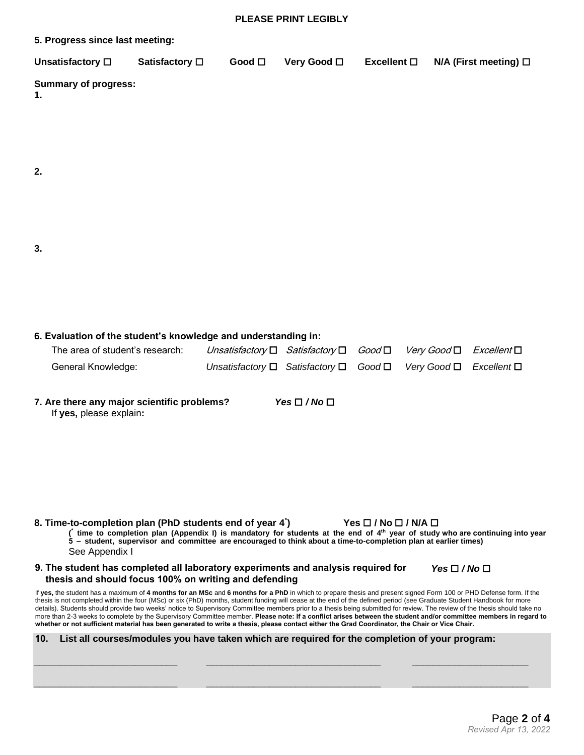**PLEASE PRINT LEGIBLY**

**5. Progress since last meeting:**

**Unsatisfactory ☐ Satisfactory ☐ Good ☐ Very Good ☐ Excellent ☐ N/A (First meeting) ☐**

**Summary of progress:**

**1.**

**2.**

**3.**

**6. Evaluation of the student's knowledge and understanding in:**

The area of student's research: *Unsatisfactory* ☐ *Satisfactory* ☐ *Good* ☐ *Very Good* ☐ *Excellent* ☐

General Knowledge: *Unsatisfactory* ☐ *Satisfactory* ☐ *Good* ☐ *Very Good* ☐ *Excellent* ☐

**7. Are there any major scientific problems?** ***Yes ☐ / No ☐***

If **yes,** please explain**:**

**8. Time-to-completion plan (PhD students end of year 4[*]) Yes ☐ / No ☐ / N/A ☐**

**([*] time to completion plan (Appendix I) is mandatory for students at the end of 4th year of study who are continuing into year 5 – student, supervisor and committee are encouraged to think about a time-to-completion plan at earlier times)**

See Appendix I

**9. The student has completed all laboratory experiments and analysis required for thesis and should focus 100% on writing and defending** ***Yes ☐ / No ☐***

If **yes,** the student has a maximum of **4 months for an MSc** and **6 months for a PhD** in which to prepare thesis and present signed Form 100 or PHD Defense form. If the thesis is not completed within the four (MSc) or six (PhD) months, student funding will cease at the end of the defined period (see Graduate Student Handbook for more details). Students should provide two weeks' notice to Supervisory Committee members prior to a thesis being submitted for review. The review of the thesis should take no more than 2-3 weeks to complete by the Supervisory Committee member. **Please note: If a conflict arises between the student and/or committee members in regard to whether or not sufficient material has been generated to write a thesis, please contact either the Grad Coordinator, the Chair or Vice Chair.**

**10. List all courses/modules you have taken which are required for the completion of your program:**

\_\_\_\_\_\_\_\_\_\_\_\_\_\_\_\_\_\_\_\_\_\_\_\_\_\_ \_\_\_\_\_\_\_\_\_\_\_\_\_\_\_\_\_\_\_\_\_\_\_\_\_\_\_\_\_\_\_\_\_ \_\_\_\_\_\_\_\_\_\_\_\_\_\_\_\_\_\_\_\_\_\_

\_\_\_\_\_\_\_\_\_\_\_\_\_\_\_\_\_\_\_\_\_\_\_\_\_\_ \_\_\_\_\_\_\_\_\_\_\_\_\_\_\_\_\_\_\_\_\_\_\_\_\_\_\_\_\_\_\_\_\_ \_\_\_\_\_\_\_\_\_\_\_\_\_\_\_\_\_\_\_\_\_\_

*Revised Apr 13, 2022*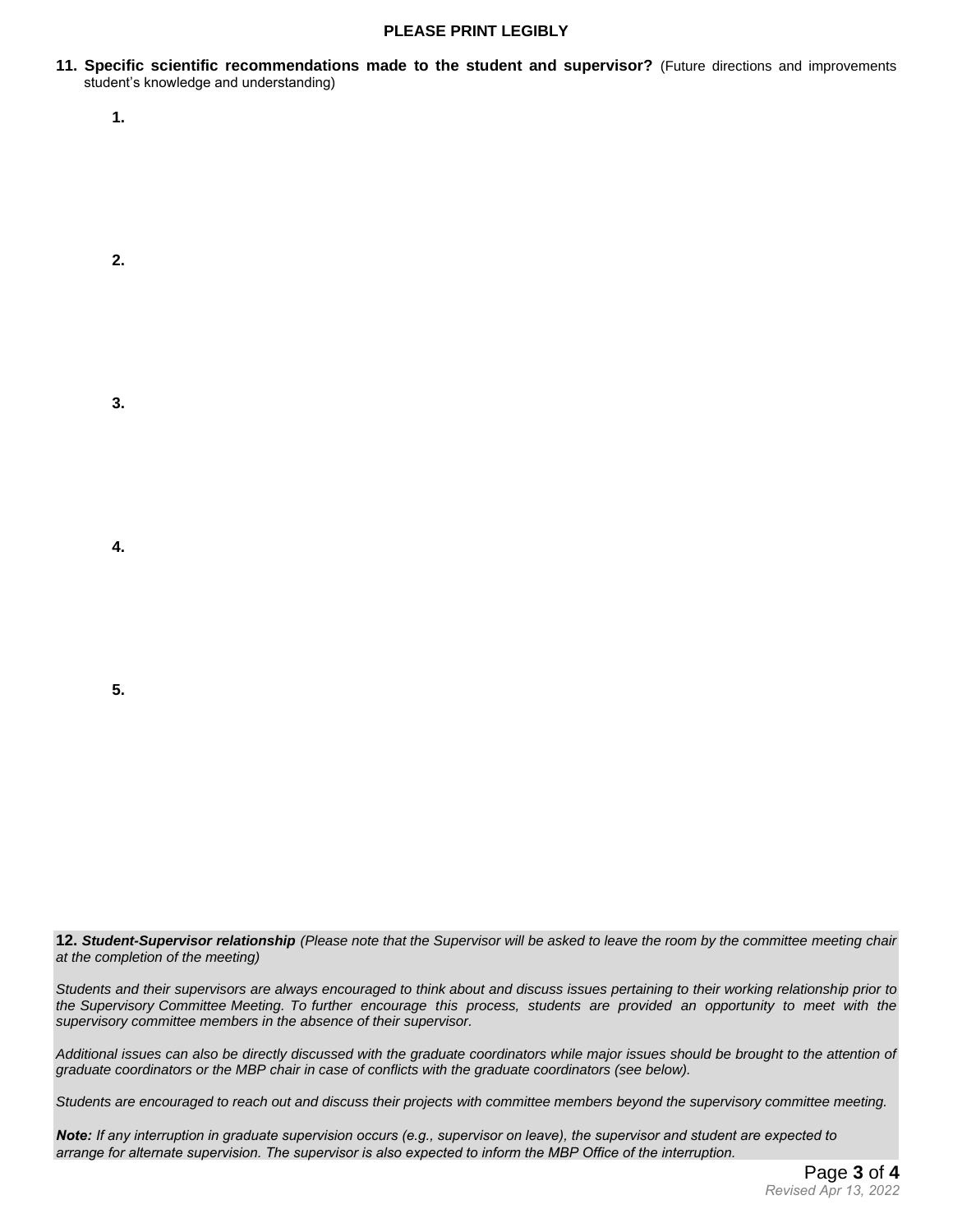**PLEASE PRINT LEGIBLY**

**11. Specific scientific recommendations made to the student and supervisor?** (Future directions and improvements student's knowledge and understanding)

**1.**

**2.**

**3.**

**4.**

**5.**

**12.** ***Student-Supervisor relationship*** *(Please note that the Supervisor will be asked to leave the room by the committee meeting chair at the completion of the meeting)*

*Students and their supervisors are always encouraged to think about and discuss issues pertaining to their working relationship prior to the Supervisory Committee Meeting. To further encourage this process, students are provided an opportunity to meet with the supervisory committee members in the absence of their supervisor.*

*Additional issues can also be directly discussed with the graduate coordinators while major issues should be brought to the attention of graduate coordinators or the MBP chair in case of conflicts with the graduate coordinators (see below).*

*Students are encouraged to reach out and discuss their projects with committee members beyond the supervisory committee meeting.*

***Note:*** *If any interruption in graduate supervision occurs (e.g., supervisor on leave), the supervisor and student are expected to arrange for alternate supervision. The supervisor is also expected to inform the MBP Office of the interruption.*

*Revised Apr 13, 2022*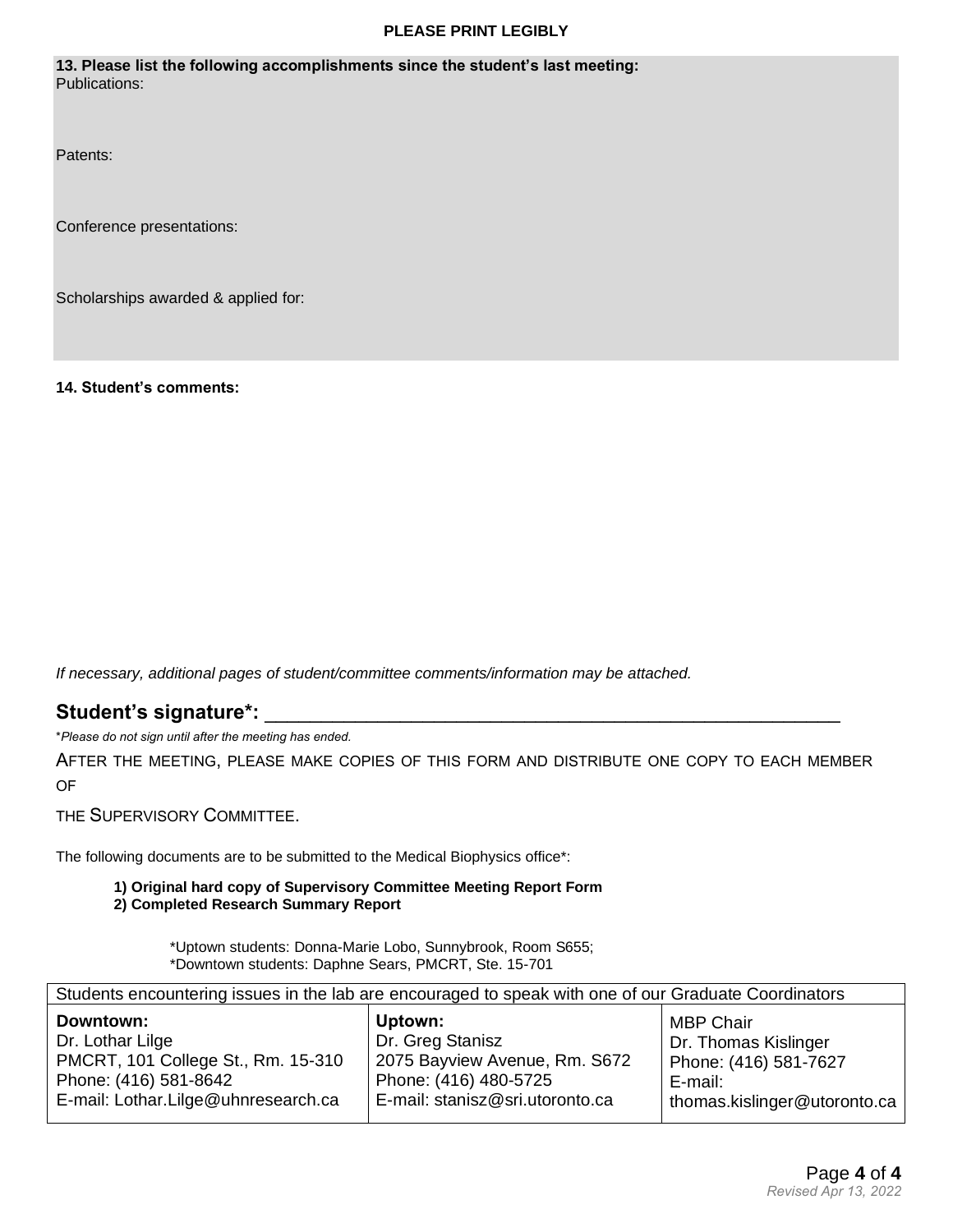**PLEASE PRINT LEGIBLY**

**13. Please list the following accomplishments since the student's last meeting:**

Publications:

Patents:

Conference presentations:

Scholarships awarded & applied for:

**14. Student's comments:**

*If necessary, additional pages of student/committee comments/information may be attached.*

## Student's signature*: ______________________________

*\*Please do not sign until after the meeting has ended.*

AFTER THE MEETING, PLEASE MAKE COPIES OF THIS FORM AND DISTRIBUTE ONE COPY TO EACH MEMBER OF

THE SUPERVISORY COMMITTEE.

The following documents are to be submitted to the Medical Biophysics office*:

**1) Original hard copy of Supervisory Committee Meeting Report Form**
**2) Completed Research Summary Report**

*Uptown students: Donna-Marie Lobo, Sunnybrook, Room S655;
*Downtown students: Daphne Sears, PMCRT, Ste. 15-701

| Students encountering issues in the lab are encouraged to speak with one of our Graduate Coordinators | | |
|---|---|---|
| **Downtown:**<br>Dr. Lothar Lilge<br>PMCRT, 101 College St., Rm. 15-310<br>Phone: (416) 581-8642<br>E-mail: Lothar.Lilge@uhnresearch.ca | **Uptown:**<br>Dr. Greg Stanisz<br>2075 Bayview Avenue, Rm. S672<br>Phone: (416) 480-5725<br>E-mail: stanisz@sri.utoronto.ca | MBP Chair<br>Dr. Thomas Kislinger<br>Phone: (416) 581-7627<br>E-mail:<br>thomas.kislinger@utoronto.ca |

*Revised Apr 13, 2022*